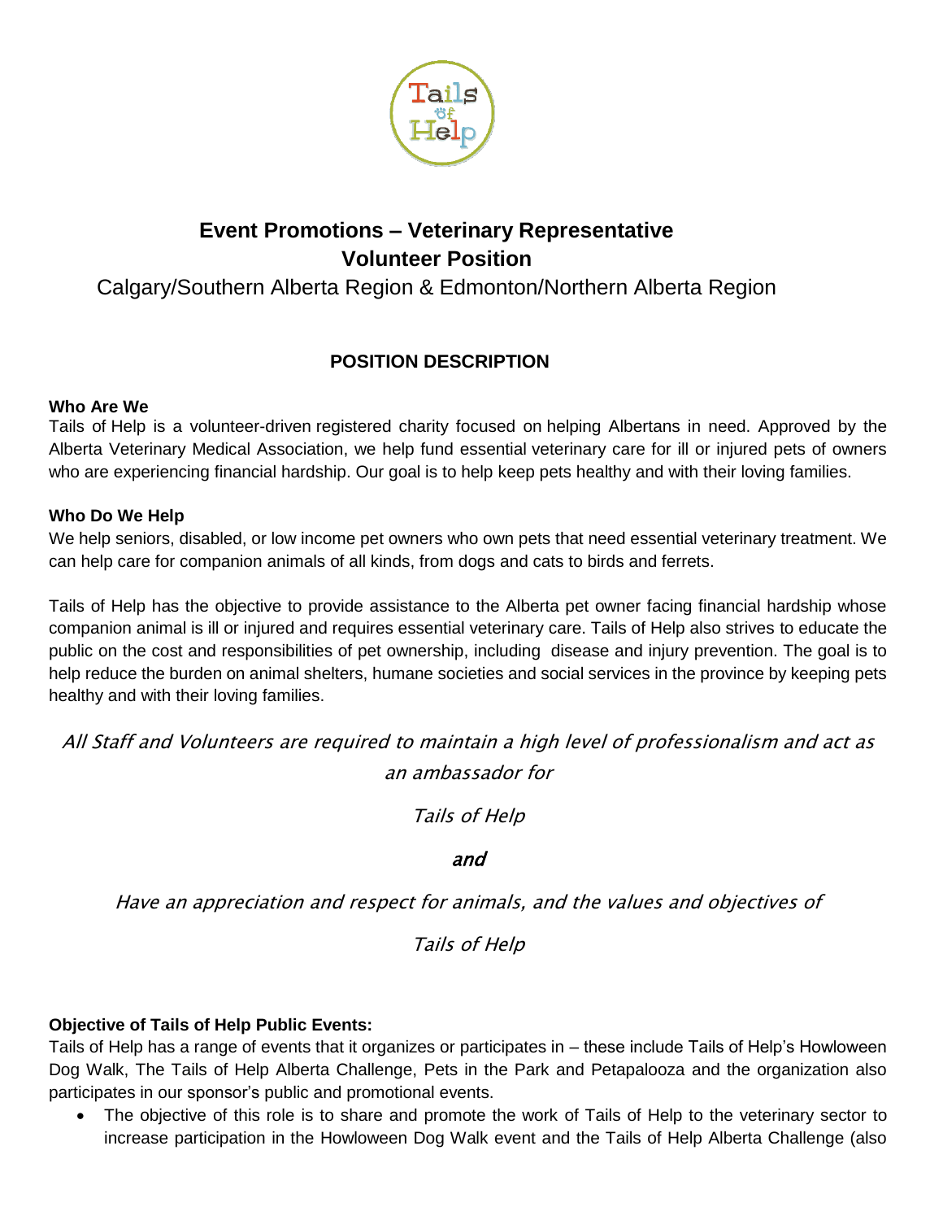# Event Promotions – Veterinary Representative
# Volunteer Position

Calgary/Southern Alberta Region & Edmonton/Northern Alberta Region

## POSITION DESCRIPTION

**Who Are We**

Tails of Help is a volunteer-driven registered charity focused on helping Albertans in need. Approved by the Alberta Veterinary Medical Association, we help fund essential veterinary care for ill or injured pets of owners who are experiencing financial hardship. Our goal is to help keep pets healthy and with their loving families.

**Who Do We Help**

We help seniors, disabled, or low income pet owners who own pets that need essential veterinary treatment. We can help care for companion animals of all kinds, from dogs and cats to birds and ferrets.

Tails of Help has the objective to provide assistance to the Alberta pet owner facing financial hardship whose companion animal is ill or injured and requires essential veterinary care. Tails of Help also strives to educate the public on the cost and responsibilities of pet ownership, including disease and injury prevention. The goal is to help reduce the burden on animal shelters, humane societies and social services in the province by keeping pets healthy and with their loving families.

*All Staff and Volunteers are required to maintain a high level of professionalism and act as an ambassador for*

*Tails of Help*

*and*

*Have an appreciation and respect for animals, and the values and objectives of*

*Tails of Help*

**Objective of Tails of Help Public Events:**

Tails of Help has a range of events that it organizes or participates in – these include Tails of Help's Howloween Dog Walk, The Tails of Help Alberta Challenge, Pets in the Park and Petapalooza and the organization also participates in our sponsor's public and promotional events.

- The objective of this role is to share and promote the work of Tails of Help to the veterinary sector to increase participation in the Howloween Dog Walk event and the Tails of Help Alberta Challenge (also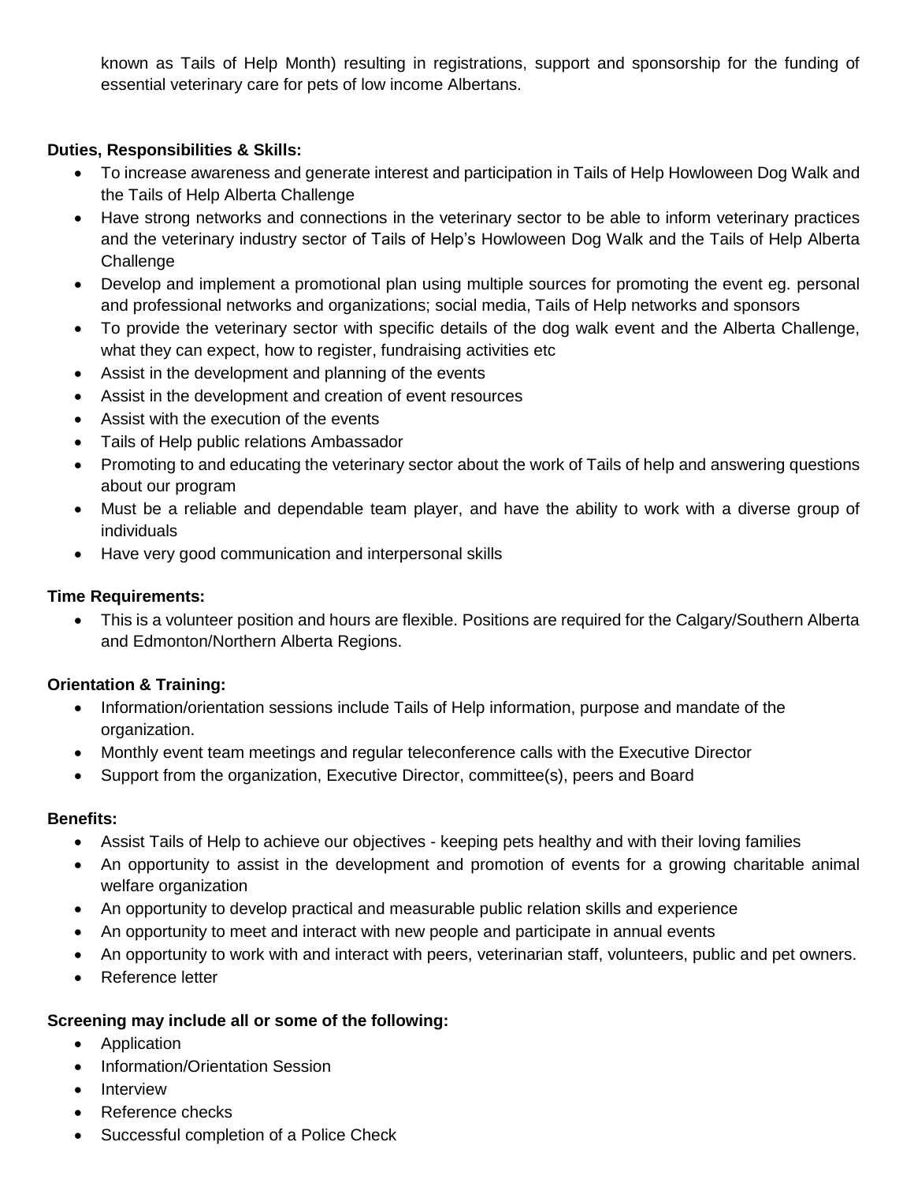known as Tails of Help Month) resulting in registrations, support and sponsorship for the funding of essential veterinary care for pets of low income Albertans.

**Duties, Responsibilities & Skills:**

- To increase awareness and generate interest and participation in Tails of Help Howloween Dog Walk and the Tails of Help Alberta Challenge
- Have strong networks and connections in the veterinary sector to be able to inform veterinary practices and the veterinary industry sector of Tails of Help's Howloween Dog Walk and the Tails of Help Alberta Challenge
- Develop and implement a promotional plan using multiple sources for promoting the event eg. personal and professional networks and organizations; social media, Tails of Help networks and sponsors
- To provide the veterinary sector with specific details of the dog walk event and the Alberta Challenge, what they can expect, how to register, fundraising activities etc
- Assist in the development and planning of the events
- Assist in the development and creation of event resources
- Assist with the execution of the events
- Tails of Help public relations Ambassador
- Promoting to and educating the veterinary sector about the work of Tails of help and answering questions about our program
- Must be a reliable and dependable team player, and have the ability to work with a diverse group of individuals
- Have very good communication and interpersonal skills

**Time Requirements:**

- This is a volunteer position and hours are flexible. Positions are required for the Calgary/Southern Alberta and Edmonton/Northern Alberta Regions.

**Orientation & Training:**

- Information/orientation sessions include Tails of Help information, purpose and mandate of the organization.
- Monthly event team meetings and regular teleconference calls with the Executive Director
- Support from the organization, Executive Director, committee(s), peers and Board

**Benefits:**

- Assist Tails of Help to achieve our objectives - keeping pets healthy and with their loving families
- An opportunity to assist in the development and promotion of events for a growing charitable animal welfare organization
- An opportunity to develop practical and measurable public relation skills and experience
- An opportunity to meet and interact with new people and participate in annual events
- An opportunity to work with and interact with peers, veterinarian staff, volunteers, public and pet owners.
- Reference letter

**Screening may include all or some of the following:**

- Application
- Information/Orientation Session
- Interview
- Reference checks
- Successful completion of a Police Check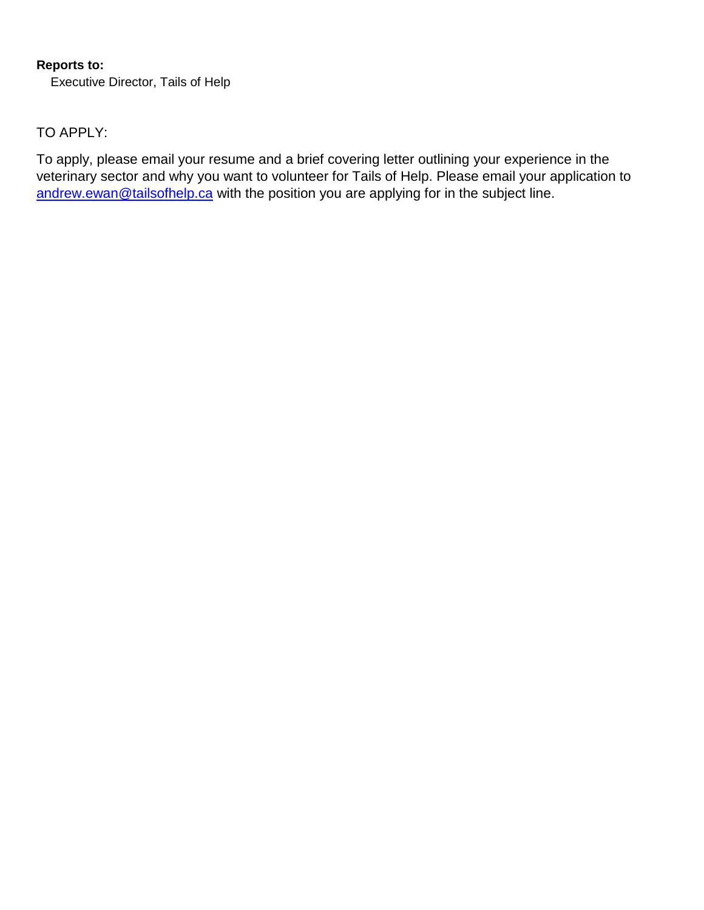**Reports to:**

Executive Director, Tails of Help

TO APPLY:

To apply, please email your resume and a brief covering letter outlining your experience in the veterinary sector and why you want to volunteer for Tails of Help. Please email your application to andrew.ewan@tailsofhelp.ca with the position you are applying for in the subject line.